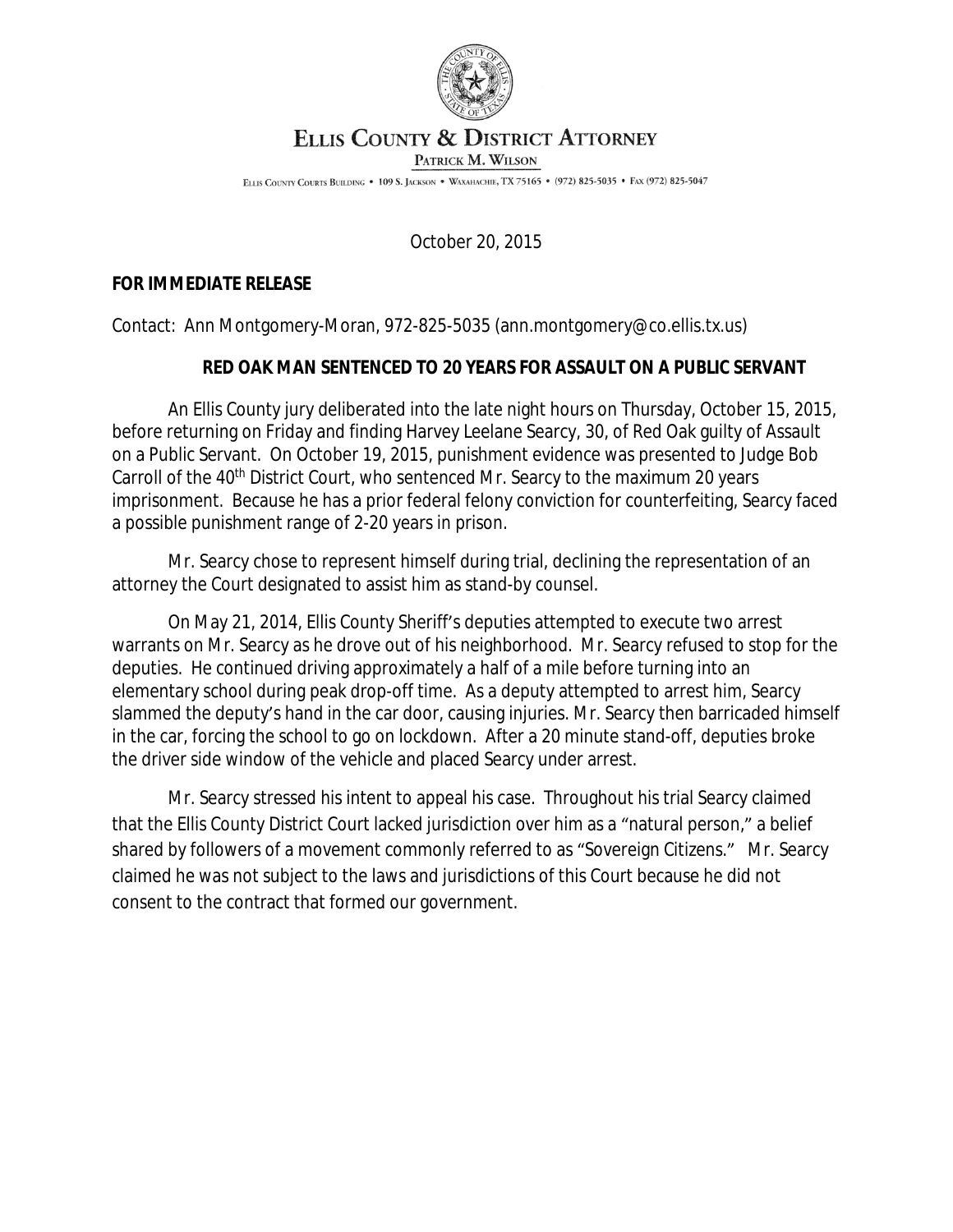# Ellis County & District Attorney

**Patrick M. Wilson**

Ellis County Courts Building • 109 S. Jackson • Waxahachie, TX 75165 • (972) 825-5035 • Fax (972) 825-5047

October 20, 2015

**FOR IMMEDIATE RELEASE**

Contact: Ann Montgomery-Moran, 972-825-5035 (ann.montgomery@co.ellis.tx.us)

## RED OAK MAN SENTENCED TO 20 YEARS FOR ASSAULT ON A PUBLIC SERVANT

An Ellis County jury deliberated into the late night hours on Thursday, October 15, 2015, before returning on Friday and finding Harvey Leelane Searcy, 30, of Red Oak guilty of Assault on a Public Servant. On October 19, 2015, punishment evidence was presented to Judge Bob Carroll of the 40th District Court, who sentenced Mr. Searcy to the maximum 20 years imprisonment. Because he has a prior federal felony conviction for counterfeiting, Searcy faced a possible punishment range of 2-20 years in prison.

Mr. Searcy chose to represent himself during trial, declining the representation of an attorney the Court designated to assist him as stand-by counsel.

On May 21, 2014, Ellis County Sheriff's deputies attempted to execute two arrest warrants on Mr. Searcy as he drove out of his neighborhood. Mr. Searcy refused to stop for the deputies. He continued driving approximately a half of a mile before turning into an elementary school during peak drop-off time. As a deputy attempted to arrest him, Searcy slammed the deputy's hand in the car door, causing injuries. Mr. Searcy then barricaded himself in the car, forcing the school to go on lockdown. After a 20 minute stand-off, deputies broke the driver side window of the vehicle and placed Searcy under arrest.

Mr. Searcy stressed his intent to appeal his case. Throughout his trial Searcy claimed that the Ellis County District Court lacked jurisdiction over him as a "natural person," a belief shared by followers of a movement commonly referred to as "Sovereign Citizens." Mr. Searcy claimed he was not subject to the laws and jurisdictions of this Court because he did not consent to the contract that formed our government.